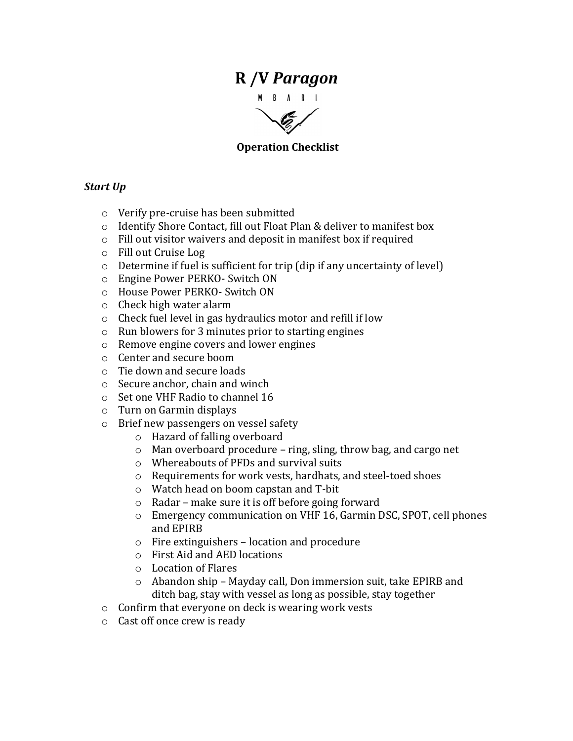# R /V *Paragon*

MBARI

**Operation Checklist**

***Start Up***

- Verify pre-cruise has been submitted
- Identify Shore Contact, fill out Float Plan & deliver to manifest box
- Fill out visitor waivers and deposit in manifest box if required
- Fill out Cruise Log
- Determine if fuel is sufficient for trip (dip if any uncertainty of level)
- Engine Power PERKO- Switch ON
- House Power PERKO- Switch ON
- Check high water alarm
- Check fuel level in gas hydraulics motor and refill if low
- Run blowers for 3 minutes prior to starting engines
- Remove engine covers and lower engines
- Center and secure boom
- Tie down and secure loads
- Secure anchor, chain and winch
- Set one VHF Radio to channel 16
- Turn on Garmin displays
- Brief new passengers on vessel safety
  - Hazard of falling overboard
  - Man overboard procedure – ring, sling, throw bag, and cargo net
  - Whereabouts of PFDs and survival suits
  - Requirements for work vests, hardhats, and steel-toed shoes
  - Watch head on boom capstan and T-bit
  - Radar – make sure it is off before going forward
  - Emergency communication on VHF 16, Garmin DSC, SPOT, cell phones and EPIRB
  - Fire extinguishers – location and procedure
  - First Aid and AED locations
  - Location of Flares
  - Abandon ship – Mayday call, Don immersion suit, take EPIRB and ditch bag, stay with vessel as long as possible, stay together
- Confirm that everyone on deck is wearing work vests
- Cast off once crew is ready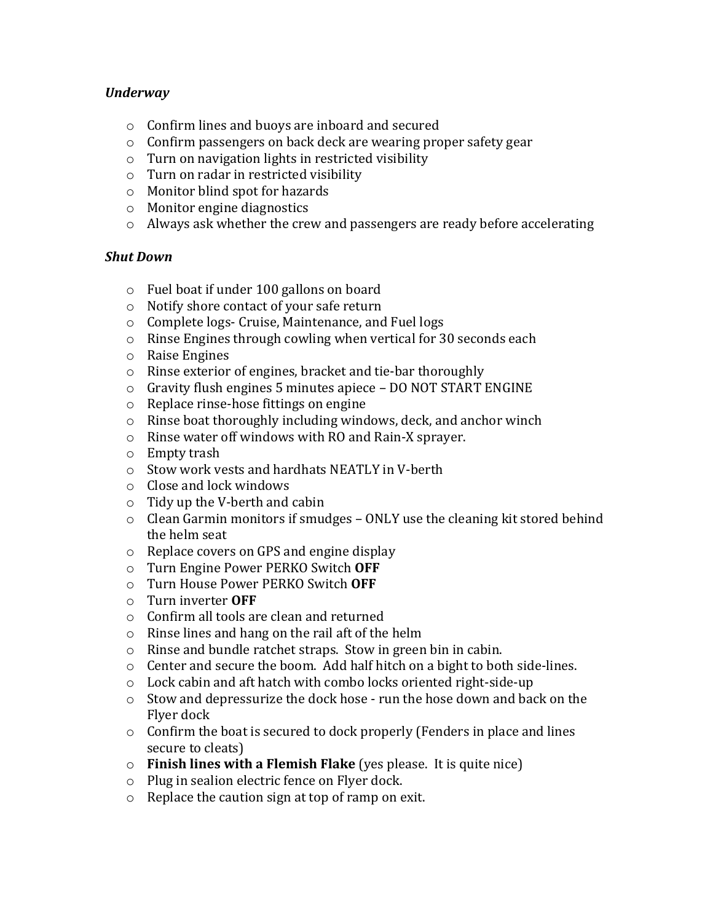*Underway*

- Confirm lines and buoys are inboard and secured
- Confirm passengers on back deck are wearing proper safety gear
- Turn on navigation lights in restricted visibility
- Turn on radar in restricted visibility
- Monitor blind spot for hazards
- Monitor engine diagnostics
- Always ask whether the crew and passengers are ready before accelerating

***Shut Down***

- Fuel boat if under 100 gallons on board
- Notify shore contact of your safe return
- Complete logs- Cruise, Maintenance, and Fuel logs
- Rinse Engines through cowling when vertical for 30 seconds each
- Raise Engines
- Rinse exterior of engines, bracket and tie-bar thoroughly
- Gravity flush engines 5 minutes apiece – DO NOT START ENGINE
- Replace rinse-hose fittings on engine
- Rinse boat thoroughly including windows, deck, and anchor winch
- Rinse water off windows with RO and Rain-X sprayer.
- Empty trash
- Stow work vests and hardhats NEATLY in V-berth
- Close and lock windows
- Tidy up the V-berth and cabin
- Clean Garmin monitors if smudges – ONLY use the cleaning kit stored behind the helm seat
- Replace covers on GPS and engine display
- Turn Engine Power PERKO Switch **OFF**
- Turn House Power PERKO Switch **OFF**
- Turn inverter **OFF**
- Confirm all tools are clean and returned
- Rinse lines and hang on the rail aft of the helm
- Rinse and bundle ratchet straps. Stow in green bin in cabin.
- Center and secure the boom. Add half hitch on a bight to both side-lines.
- Lock cabin and aft hatch with combo locks oriented right-side-up
- Stow and depressurize the dock hose - run the hose down and back on the Flyer dock
- Confirm the boat is secured to dock properly (Fenders in place and lines secure to cleats)
- **Finish lines with a Flemish Flake** (yes please. It is quite nice)
- Plug in sealion electric fence on Flyer dock.
- Replace the caution sign at top of ramp on exit.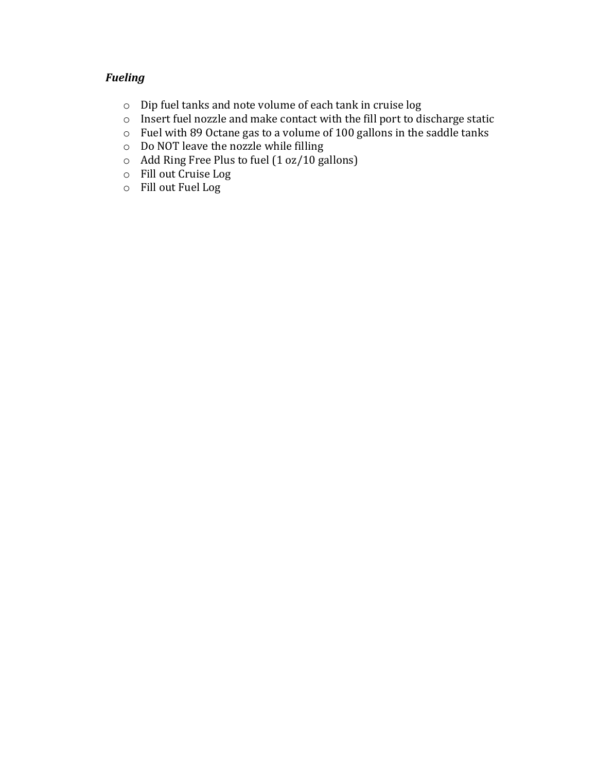***Fueling***

- Dip fuel tanks and note volume of each tank in cruise log
- Insert fuel nozzle and make contact with the fill port to discharge static
- Fuel with 89 Octane gas to a volume of 100 gallons in the saddle tanks
- Do NOT leave the nozzle while filling
- Add Ring Free Plus to fuel (1 oz/10 gallons)
- Fill out Cruise Log
- Fill out Fuel Log